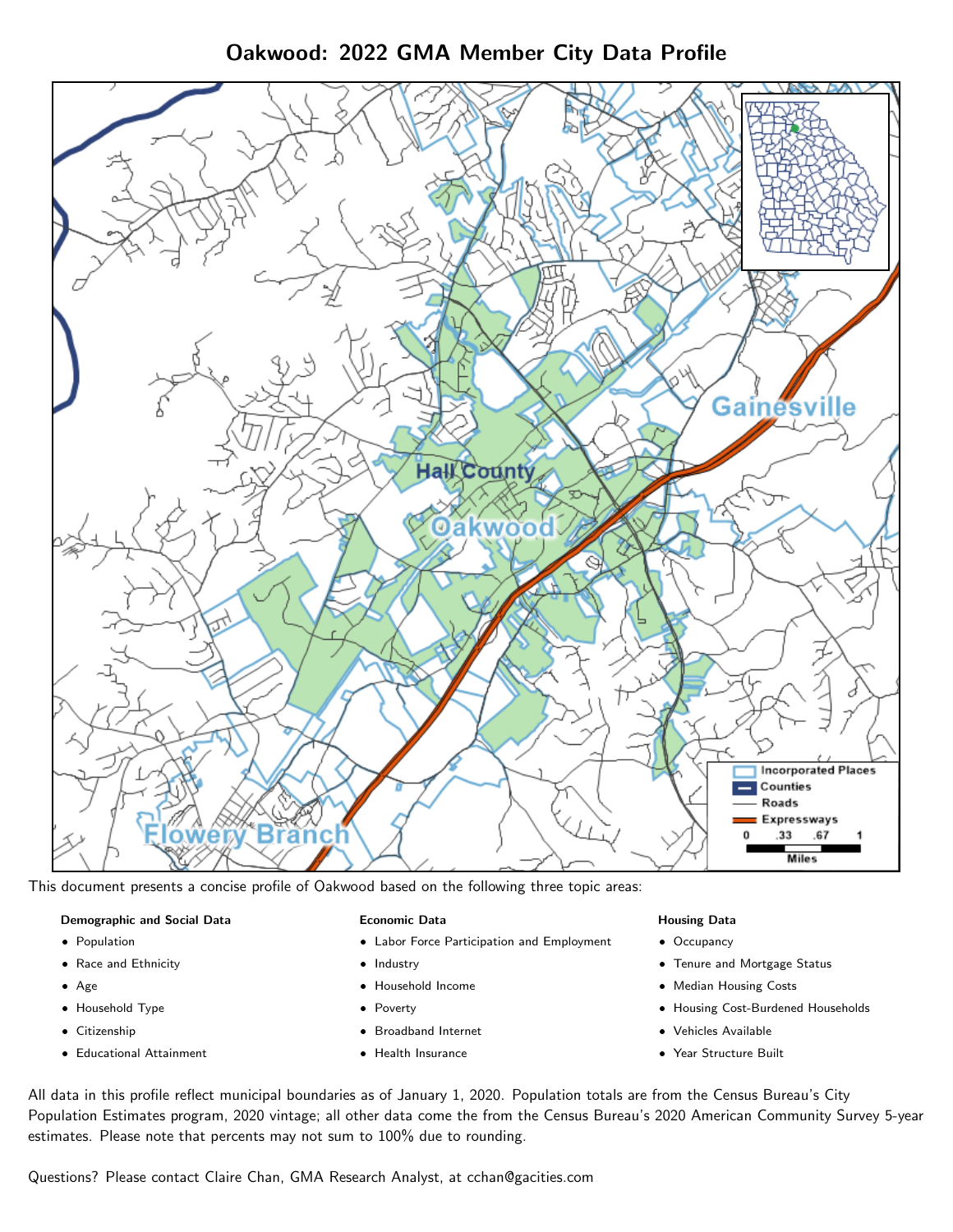# Oakwood: 2022 GMA Member City Data Profile

This document presents a concise profile of Oakwood based on the following three topic areas:

**Demographic and Social Data**

- Population
- Race and Ethnicity
- Age
- Household Type
- Citizenship
- Educational Attainment

**Economic Data**

- Labor Force Participation and Employment
- Industry
- Household Income
- Poverty
- Broadband Internet
- Health Insurance

**Housing Data**

- Occupancy
- Tenure and Mortgage Status
- Median Housing Costs
- Housing Cost-Burdened Households
- Vehicles Available
- Year Structure Built

All data in this profile reflect municipal boundaries as of January 1, 2020. Population totals are from the Census Bureau's City Population Estimates program, 2020 vintage; all other data come the from the Census Bureau's 2020 American Community Survey 5-year estimates. Please note that percents may not sum to 100% due to rounding.

Questions? Please contact Claire Chan, GMA Research Analyst, at cchan@gacities.com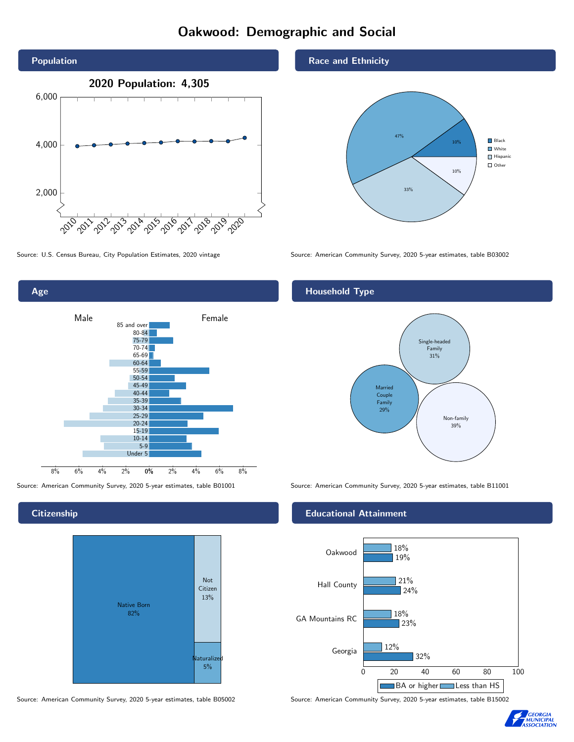# Oakwood: Demographic and Social

## Population

**2020 Population: 4,305**

Source: U.S. Census Bureau, City Population Estimates, 2020 vintage

## Race and Ethnicity

| Group | Percent |
| --- | --- |
| Black | 10% |
| White | 47% |
| Hispanic | 33% |
| Other | 10% |

Source: American Community Survey, 2020 5-year estimates, table B03002

## Age

Source: American Community Survey, 2020 5-year estimates, table B01001

## Household Type

| Household Type | Percent |
| --- | --- |
| Single-headed Family | 31% |
| Married Couple Family | 29% |
| Non-family | 39% |

Source: American Community Survey, 2020 5-year estimates, table B11001

## Citizenship

| Status | Percent |
| --- | --- |
| Native Born | 82% |
| Not Citizen | 13% |
| Naturalized | 5% |

Source: American Community Survey, 2020 5-year estimates, table B05002

## Educational Attainment

| Area | Less than HS | BA or higher |
| --- | --- | --- |
| Oakwood | 18% | 19% |
| Hall County | 21% | 24% |
| GA Mountains RC | 18% | 23% |
| Georgia | 12% | 32% |

Source: American Community Survey, 2020 5-year estimates, table B15002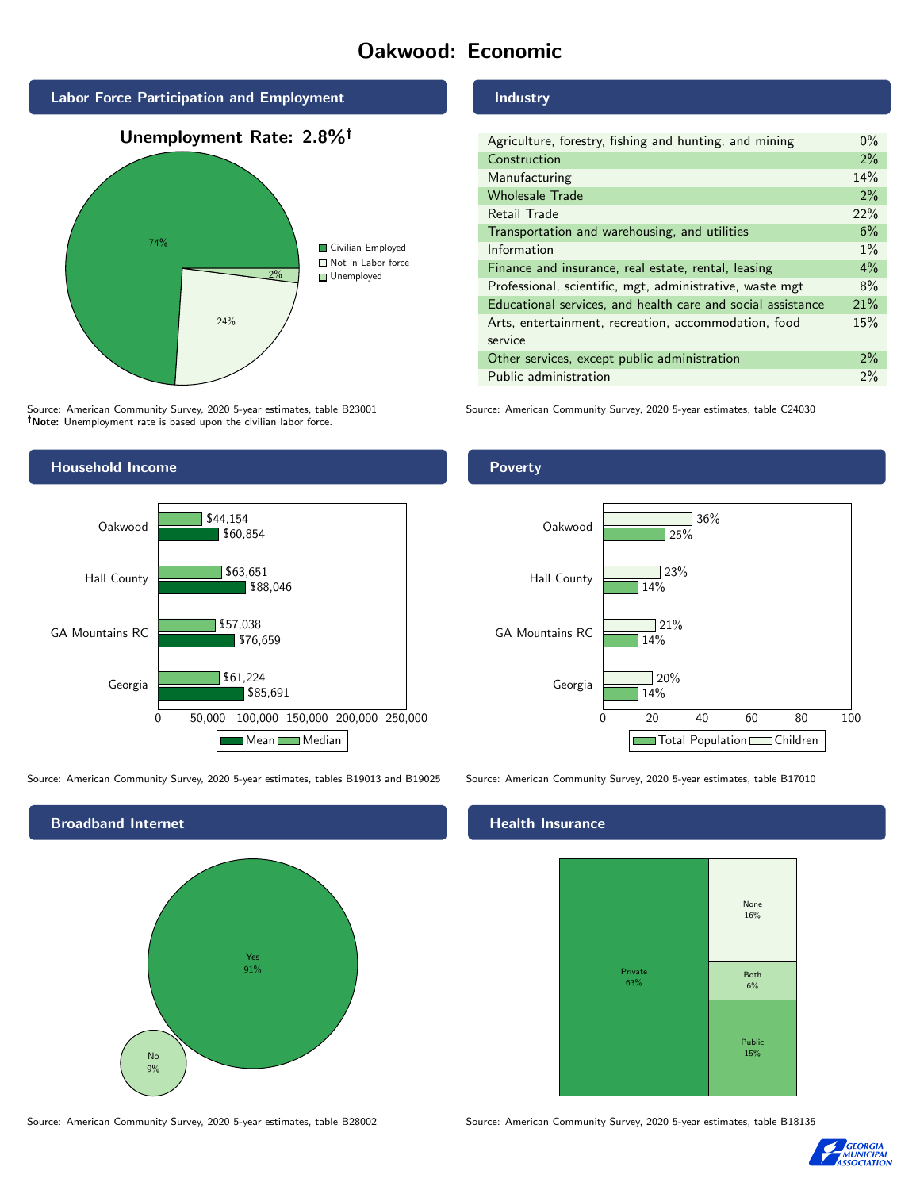# Oakwood: Economic

## Labor Force Participation and Employment

**Unemployment Rate: 2.8%†**

| Category | Percent |
| --- | --- |
| Civilian Employed | 74% |
| Not in Labor force | 24% |
| Unemployed | 2% |

Source: American Community Survey, 2020 5-year estimates, table B23001
†**Note:** Unemployment rate is based upon the civilian labor force.

## Industry

| Industry | Percent |
| --- | --- |
| Agriculture, forestry, fishing and hunting, and mining | 0% |
| Construction | 2% |
| Manufacturing | 14% |
| Wholesale Trade | 2% |
| Retail Trade | 22% |
| Transportation and warehousing, and utilities | 6% |
| Information | 1% |
| Finance and insurance, real estate, rental, leasing | 4% |
| Professional, scientific, mgt, administrative, waste mgt | 8% |
| Educational services, and health care and social assistance | 21% |
| Arts, entertainment, recreation, accommodation, food service | 15% |
| Other services, except public administration | 2% |
| Public administration | 2% |

Source: American Community Survey, 2020 5-year estimates, table C24030

## Household Income

| Area | Median | Mean |
| --- | --- | --- |
| Oakwood | $44,154 | $60,854 |
| Hall County | $63,651 | $88,046 |
| GA Mountains RC | $57,038 | $76,659 |
| Georgia | $61,224 | $85,691 |

Source: American Community Survey, 2020 5-year estimates, tables B19013 and B19025

## Poverty

| Area | Children | Total Population |
| --- | --- | --- |
| Oakwood | 36% | 25% |
| Hall County | 23% | 14% |
| GA Mountains RC | 21% | 14% |
| Georgia | 20% | 14% |

Source: American Community Survey, 2020 5-year estimates, table B17010

## Broadband Internet

| Response | Percent |
| --- | --- |
| Yes | 91% |
| No | 9% |

Source: American Community Survey, 2020 5-year estimates, table B28002

## Health Insurance

| Type | Percent |
| --- | --- |
| Private | 63% |
| None | 16% |
| Both | 6% |
| Public | 15% |

Source: American Community Survey, 2020 5-year estimates, table B18135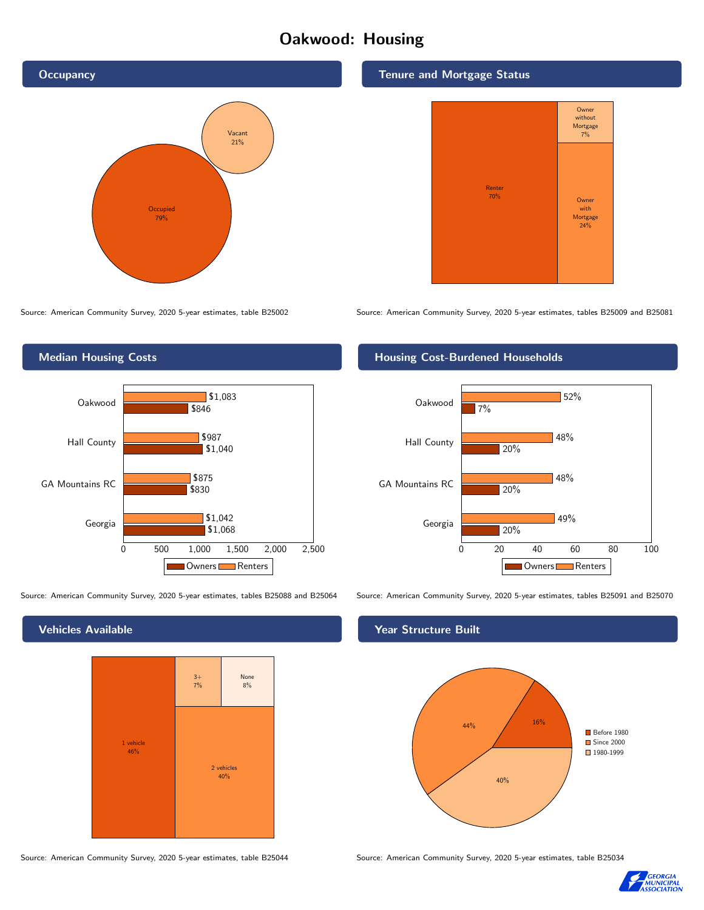# Oakwood: Housing

## Occupancy

Vacant
21%

Occupied
79%

Source: American Community Survey, 2020 5-year estimates, table B25002

## Tenure and Mortgage Status

Renter
70%

Owner without Mortgage
7%

Owner with Mortgage
24%

Source: American Community Survey, 2020 5-year estimates, tables B25009 and B25081

## Median Housing Costs

Oakwood
$1,083
$846

Hall County
$987
$1,040

GA Mountains RC
$875
$830

Georgia
$1,042
$1,068

0 500 1,000 1,500 2,000 2,500

Owners Renters

Source: American Community Survey, 2020 5-year estimates, tables B25088 and B25064

## Housing Cost-Burdened Households

Oakwood
52%
7%

Hall County
48%
20%

GA Mountains RC
48%
20%

Georgia
49%
20%

0 20 40 60 80 100

Owners Renters

Source: American Community Survey, 2020 5-year estimates, tables B25091 and B25070

## Vehicles Available

1 vehicle
46%

2 vehicles
40%

3+
7%

None
8%

Source: American Community Survey, 2020 5-year estimates, table B25044

## Year Structure Built

16%

44%

40%

Before 1980
Since 2000
1980-1999

Source: American Community Survey, 2020 5-year estimates, table B25034